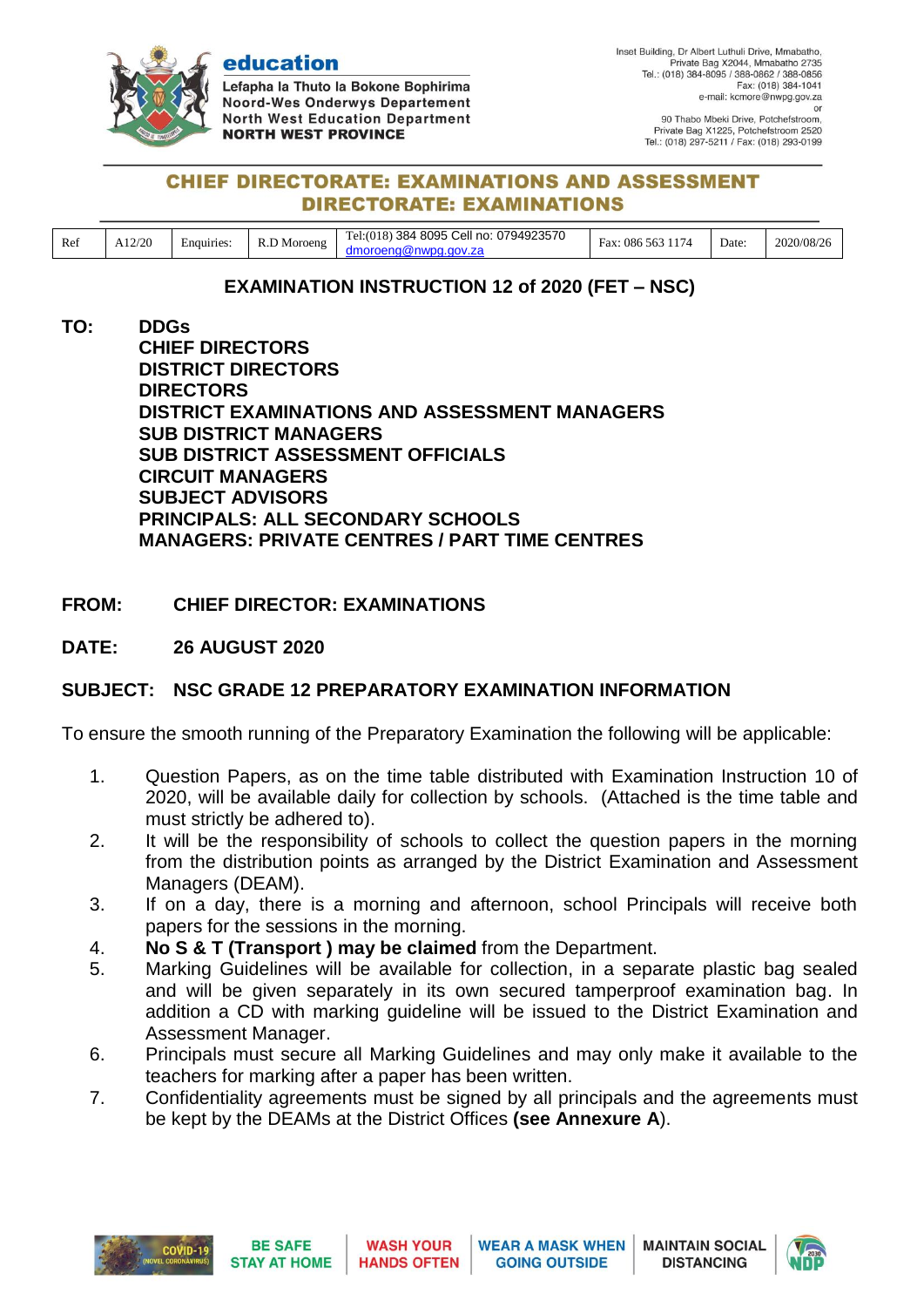**education**

Lefapha la Thuto la Bokone Bophirima
Noord-Wes Onderwys Departement
North West Education Department
**NORTH WEST PROVINCE**

Inset Building, Dr Albert Luthuli Drive, Mmabatho,
Private Bag X2044, Mmabatho 2735
Tel.: (018) 384-8095 / 388-0862 / 388-0856
Fax: (018) 384-1041
e-mail: kcmore@nwpg.gov.za
or
90 Thabo Mbeki Drive, Potchefstroom,
Private Bag X1225, Potchefstroom 2520
Tel.: (018) 297-5211 / Fax: (018) 293-0199

## CHIEF DIRECTORATE: EXAMINATIONS AND ASSESSMENT
## DIRECTORATE: EXAMINATIONS

| Ref | A12/20 | Enquiries: | R.D Moroeng | Tel:(018) 384 8095 Cell no: 0794923570 dmoroeng@nwpg.gov.za | Fax: 086 563 1174 | Date: | 2020/08/26 |
|---|---|---|---|---|---|---|---|

## EXAMINATION INSTRUCTION 12 of 2020 (FET – NSC)

**TO:** **DDGs**
**CHIEF DIRECTORS**
**DISTRICT DIRECTORS**
**DIRECTORS**
**DISTRICT EXAMINATIONS AND ASSESSMENT MANAGERS**
**SUB DISTRICT MANAGERS**
**SUB DISTRICT ASSESSMENT OFFICIALS**
**CIRCUIT MANAGERS**
**SUBJECT ADVISORS**
**PRINCIPALS: ALL SECONDARY SCHOOLS**
**MANAGERS: PRIVATE CENTRES / PART TIME CENTRES**

**FROM:** **CHIEF DIRECTOR: EXAMINATIONS**

**DATE:** **26 AUGUST 2020**

**SUBJECT:** **NSC GRADE 12 PREPARATORY EXAMINATION INFORMATION**

To ensure the smooth running of the Preparatory Examination the following will be applicable:

1. Question Papers, as on the time table distributed with Examination Instruction 10 of 2020, will be available daily for collection by schools. (Attached is the time table and must strictly be adhered to).
2. It will be the responsibility of schools to collect the question papers in the morning from the distribution points as arranged by the District Examination and Assessment Managers (DEAM).
3. If on a day, there is a morning and afternoon, school Principals will receive both papers for the sessions in the morning.
4. **No S & T (Transport ) may be claimed** from the Department.
5. Marking Guidelines will be available for collection, in a separate plastic bag sealed and will be given separately in its own secured tamperproof examination bag. In addition a CD with marking guideline will be issued to the District Examination and Assessment Manager.
6. Principals must secure all Marking Guidelines and may only make it available to the teachers for marking after a paper has been written.
7. Confidentiality agreements must be signed by all principals and the agreements must be kept by the DEAMs at the District Offices **(see Annexure A**).

COVID-19 (NOVEL CORONAVIRUS) | BE SAFE STAY AT HOME | WASH YOUR HANDS OFTEN | WEAR A MASK WHEN GOING OUTSIDE | MAINTAIN SOCIAL DISTANCING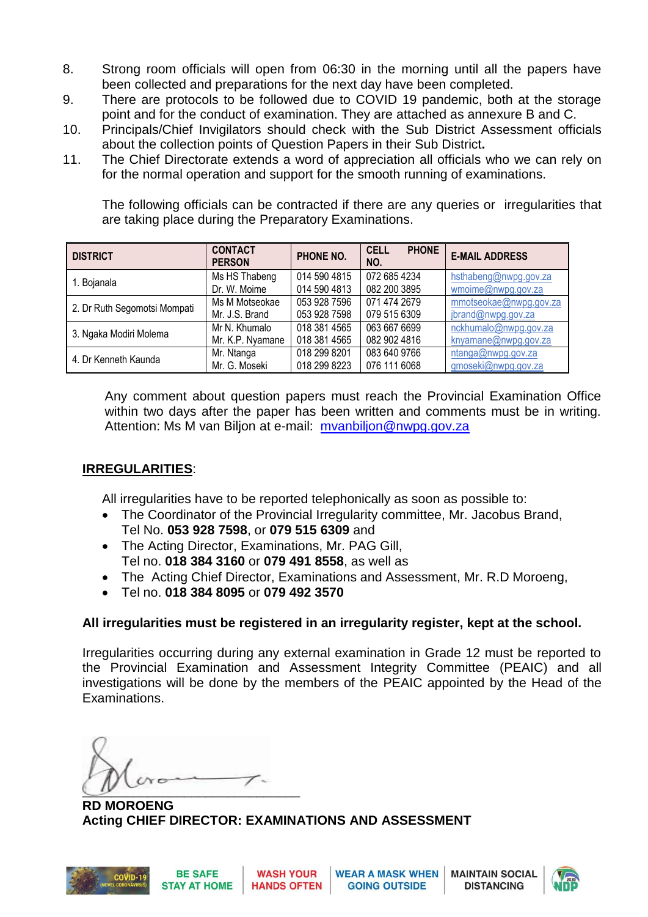8. Strong room officials will open from 06:30 in the morning until all the papers have been collected and preparations for the next day have been completed.
9. There are protocols to be followed due to COVID 19 pandemic, both at the storage point and for the conduct of examination. They are attached as annexure B and C.
10. Principals/Chief Invigilators should check with the Sub District Assessment officials about the collection points of Question Papers in their Sub District**.**
11. The Chief Directorate extends a word of appreciation all officials who we can rely on for the normal operation and support for the smooth running of examinations.

    The following officials can be contracted if there are any queries or irregularities that are taking place during the Preparatory Examinations.

| DISTRICT | CONTACT PERSON | PHONE NO. | CELL PHONE NO. | E-MAIL ADDRESS |
|---|---|---|---|---|
| 1. Bojanala | Ms HS Thabeng<br>Dr. W. Moime | 014 590 4815<br>014 590 4813 | 072 685 4234<br>082 200 3895 | hsthabeng@nwpg.gov.za<br>wmoime@nwpg.gov.za |
| 2. Dr Ruth Segomotsi Mompati | Ms M Motseokae<br>Mr. J.S. Brand | 053 928 7596<br>053 928 7598 | 071 474 2679<br>079 515 6309 | mmotseokae@nwpg.gov.za<br>jbrand@nwpg.gov.za |
| 3. Ngaka Modiri Molema | Mr N. Khumalo<br>Mr. K.P. Nyamane | 018 381 4565<br>018 381 4565 | 063 667 6699<br>082 902 4816 | nckhumalo@nwpg.gov.za<br>knyamane@nwpg.gov.za |
| 4. Dr Kenneth Kaunda | Mr. Ntanga<br>Mr. G. Moseki | 018 299 8201<br>018 299 8223 | 083 640 9766<br>076 111 6068 | ntanga@nwpg.gov.za<br>gmoseki@nwpg.gov.za |

Any comment about question papers must reach the Provincial Examination Office within two days after the paper has been written and comments must be in writing. Attention: Ms M van Biljon at e-mail: mvanbiljon@nwpg.gov.za

**IRREGULARITIES**:

All irregularities have to be reported telephonically as soon as possible to:

- The Coordinator of the Provincial Irregularity committee, Mr. Jacobus Brand, Tel No. **053 928 7598**, or **079 515 6309** and
- The Acting Director, Examinations, Mr. PAG Gill, Tel no. **018 384 3160** or **079 491 8558**, as well as
- The Acting Chief Director, Examinations and Assessment, Mr. R.D Moroeng,
- Tel no. **018 384 8095** or **079 492 3570**

**All irregularities must be registered in an irregularity register, kept at the school.**

Irregularities occurring during any external examination in Grade 12 must be reported to the Provincial Examination and Assessment Integrity Committee (PEAIC) and all investigations will be done by the members of the PEAIC appointed by the Head of the Examinations.

**RD MOROENG**
**Acting CHIEF DIRECTOR: EXAMINATIONS AND ASSESSMENT**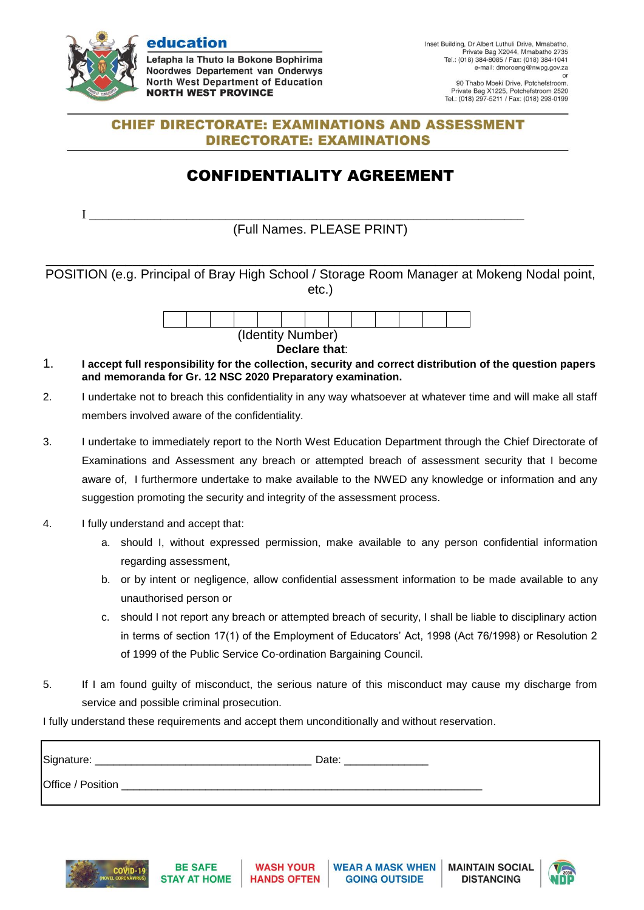**education**

Lefapha la Thuto la Bokone Bophirima
Noordwes Departement van Onderwys
North West Department of Education
**NORTH WEST PROVINCE**

Inset Building, Dr Albert Luthuli Drive, Mmabatho,
Private Bag X2044, Mmabatho 2735
Tel.: (018) 384-8085 / Fax: (018) 384-1041
e-mail: dmoroeng@nwpg.gov.za
or
90 Thabo Mbeki Drive, Potchefstroom,
Private Bag X1225, Potchefstroom 2520
Tel.: (018) 297-5211 / Fax: (018) 293-0199

## CHIEF DIRECTORATE: EXAMINATIONS AND ASSESSMENT
## DIRECTORATE: EXAMINATIONS

# CONFIDENTIALITY AGREEMENT

I ___________________________________________________________________

(Full Names. PLEASE PRINT)

___________________________________________________________________________

POSITION (e.g. Principal of Bray High School / Storage Room Manager at Mokeng Nodal point, etc.)

| | | | | | | | | | | | | |
|---|---|---|---|---|---|---|---|---|---|---|---|---|

(Identity Number)

**Declare that**:

1. **I accept full responsibility for the collection, security and correct distribution of the question papers and memoranda for Gr. 12 NSC 2020 Preparatory examination.**
2. I undertake not to breach this confidentiality in any way whatsoever at whatever time and will make all staff members involved aware of the confidentiality.
3. I undertake to immediately report to the North West Education Department through the Chief Directorate of Examinations and Assessment any breach or attempted breach of assessment security that I become aware of, I furthermore undertake to make available to the NWED any knowledge or information and any suggestion promoting the security and integrity of the assessment process.
4. I fully understand and accept that:
   a. should I, without expressed permission, make available to any person confidential information regarding assessment,
   b. or by intent or negligence, allow confidential assessment information to be made available to any unauthorised person or
   c. should I not report any breach or attempted breach of security, I shall be liable to disciplinary action in terms of section 17(1) of the Employment of Educators' Act, 1998 (Act 76/1998) or Resolution 2 of 1999 of the Public Service Co-ordination Bargaining Council.
5. If I am found guilty of misconduct, the serious nature of this misconduct may cause my discharge from service and possible criminal prosecution.

I fully understand these requirements and accept them unconditionally and without reservation.

Signature: ___________________________________ Date: ______________

Office / Position ____________________________________________________________

COVID-19 (NOVEL CORONAVIRUS) | BE SAFE STAY AT HOME | WASH YOUR HANDS OFTEN | WEAR A MASK WHEN GOING OUTSIDE | MAINTAIN SOCIAL DISTANCING | 2030 NDP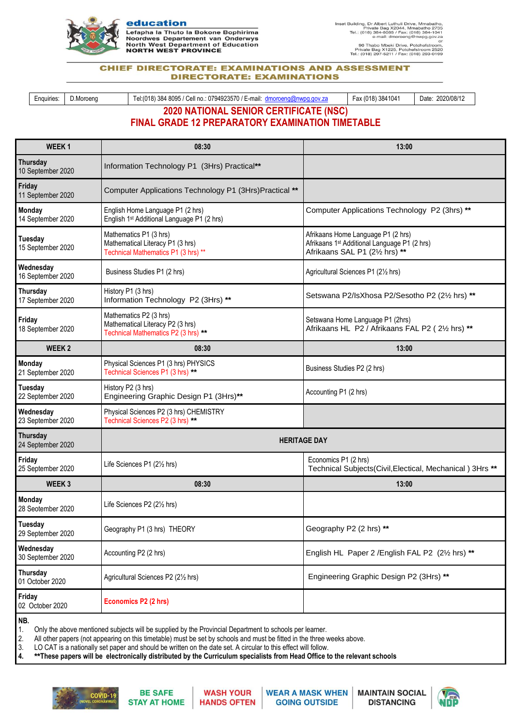**education**
Lefapha la Thuto la Bokone Bophirima
Noordwes Departement van Onderwys
North West Department of Education
NORTH WEST PROVINCE

Inset Building, Dr Albert Luthuli Drive, Mmabatho,
Private Bag X2044, Mmabatho 2735
Tel.: (018) 384-8085 / Fax: (018) 384-1041
e-mail: dmoroeng@nwpg.gov.za
or
90 Thabo Mbeki Drive, Potchefstroom,
Private Bag X1225, Potchefstroom 2520
Tel.: (018) 297-5211 / Fax: (018) 293-0199

**CHIEF DIRECTORATE: EXAMINATIONS AND ASSESSMENT**
**DIRECTORATE: EXAMINATIONS**

| Enquiries: | D.Moroeng | Tel:(018) 384 8095 / Cell no.: 0794923570 / E-mail: dmoroeng@nwpg.gov.za | Fax (018) 3841041 | Date: 2020/08/12 |
|---|---|---|---|---|

# 2020 NATIONAL SENIOR CERTIFICATE (NSC)
# FINAL GRADE 12 PREPARATORY EXAMINATION TIMETABLE

| WEEK 1 | 08:30 | 13:00 |
|---|---|---|
| **Thursday** 10 September 2020 | Information Technology P1 (3Hrs) Practical** | |
| **Friday** 11 September 2020 | Computer Applications Technology P1 (3Hrs)Practical ** | |
| **Monday** 14 September 2020 | English Home Language P1 (2 hrs)<br>English 1st Additional Language P1 (2 hrs) | Computer Applications Technology P2 (3hrs) ** |
| **Tuesday** 15 September 2020 | Mathematics P1 (3 hrs)<br>Mathematical Literacy P1 (3 hrs)<br>Technical Mathematics P1 (3 hrs) ** | Afrikaans Home Language P1 (2 hrs)<br>Afrikaans 1st Additional Language P1 (2 hrs)<br>Afrikaans SAL P1 (2½ hrs) ** |
| **Wednesday** 16 September 2020 | Business Studies P1 (2 hrs) | Agricultural Sciences P1 (2½ hrs) |
| **Thursday** 17 September 2020 | History P1 (3 hrs)<br>Information Technology P2 (3Hrs) ** | Setswana P2/IsXhosa P2/Sesotho P2 (2½ hrs) ** |
| **Friday** 18 September 2020 | Mathematics P2 (3 hrs)<br>Mathematical Literacy P2 (3 hrs)<br>Technical Mathematics P2 (3 hrs) ** | Setswana Home Language P1 (2hrs)<br>Afrikaans HL P2 / Afrikaans FAL P2 ( 2½ hrs) ** |
| **WEEK 2** | **08:30** | **13:00** |
| **Monday** 21 September 2020 | Physical Sciences P1 (3 hrs) PHYSICS<br>Technical Sciences P1 (3 hrs) ** | Business Studies P2 (2 hrs) |
| **Tuesday** 22 September 2020 | History P2 (3 hrs)<br>Engineering Graphic Design P1 (3Hrs)** | Accounting P1 (2 hrs) |
| **Wednesday** 23 September 2020 | Physical Sciences P2 (3 hrs) CHEMISTRY<br>Technical Sciences P2 (3 hrs) ** | |
| **Thursday** 24 September 2020 | **HERITAGE DAY** | |
| **Friday** 25 September 2020 | Life Sciences P1 (2½ hrs) | Economics P1 (2 hrs)<br>Technical Subjects(Civil,Electical, Mechanical ) 3Hrs ** |
| **WEEK 3** | **08:30** | **13:00** |
| **Monday** 28 Seotember 2020 | Life Sciences P2 (2½ hrs) | |
| **Tuesday** 29 September 2020 | Geography P1 (3 hrs) THEORY | Geography P2 (2 hrs) ** |
| **Wednesday** 30 September 2020 | Accounting P2 (2 hrs) | English HL Paper 2 /English FAL P2 (2½ hrs) ** |
| **Thursday** 01 October 2020 | Agricultural Sciences P2 (2½ hrs) | Engineering Graphic Design P2 (3Hrs) ** |
| **Friday** 02 October 2020 | **Economics P2 (2 hrs)** | |

**NB.**
1. Only the above mentioned subjects will be supplied by the Provincial Department to schools per learner.
2. All other papers (not appearing on this timetable) must be set by schools and must be fitted in the three weeks above.
3. LO CAT is a nationally set paper and should be written on the date set. A circular to this effect will follow.
4. **These papers will be electronically distributed by the Curriculum specialists from Head Office to the relevant schools**

COVID-19 (NOVEL CORONAVIRUS) | BE SAFE STAY AT HOME | WASH YOUR HANDS OFTEN | WEAR A MASK WHEN GOING OUTSIDE | MAINTAIN SOCIAL DISTANCING | NDP 2030